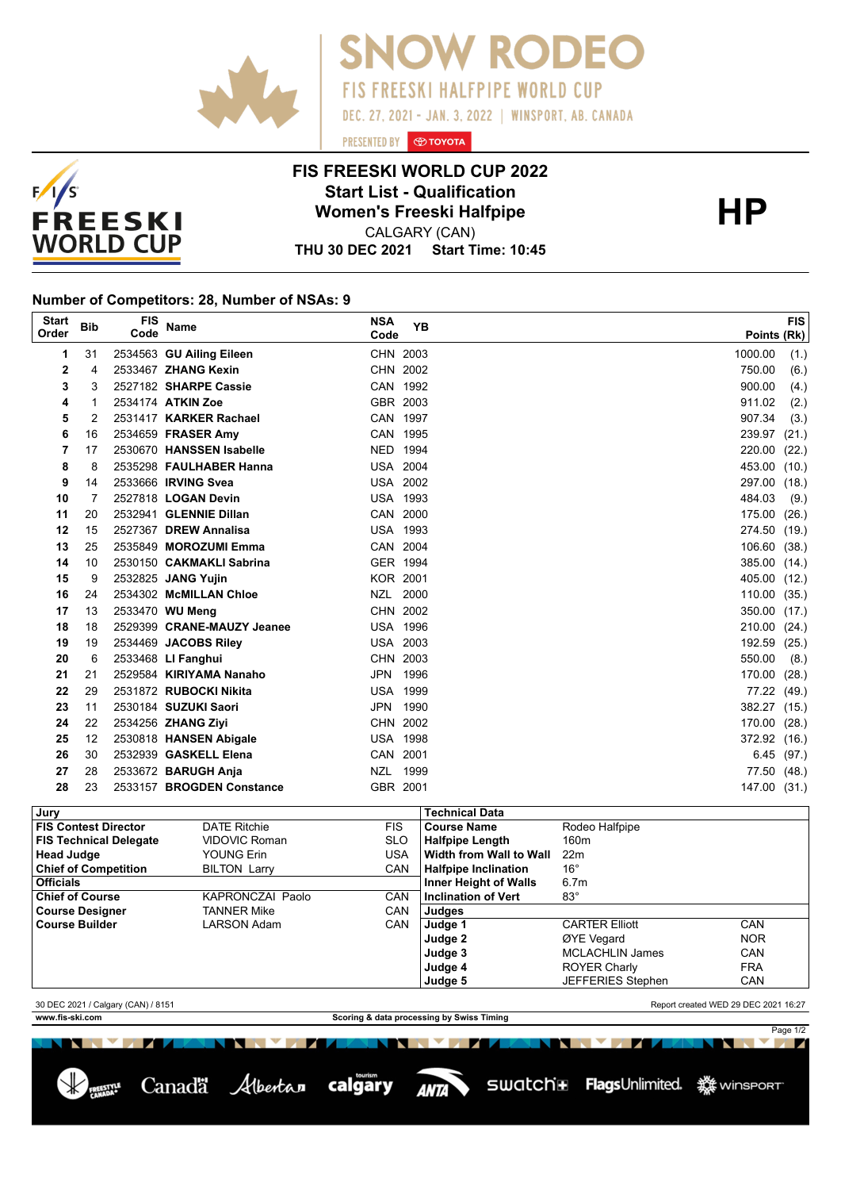SNOW RODEO

FIS FREESKI HALFPIPE WORLD CUP

DEC. 27, 2021 - JAN. 3, 2022 | WINSPORT, AB, CANADA

PRESENTED BY TOYOTA

# FIS FREESKI WORLD CUP 2022

## Start List - Qualification

## Women's Freeski Halfpipe

CALGARY (CAN)

**THU 30 DEC 2021 Start Time: 10:45**

**HP**

### Number of Competitors: 28, Number of NSAs: 9

| Start Order | Bib | FIS Code | Name | NSA Code | YB | FIS Points (Rk) |
|---|---|---|---|---|---|---|
| 1 | 31 | 2534563 | **GU Ailing Eileen** | CHN | 2003 | 1000.00 (1.) |
| 2 | 4 | 2533467 | **ZHANG Kexin** | CHN | 2002 | 750.00 (6.) |
| 3 | 3 | 2527182 | **SHARPE Cassie** | CAN | 1992 | 900.00 (4.) |
| 4 | 1 | 2534174 | **ATKIN Zoe** | GBR | 2003 | 911.02 (2.) |
| 5 | 2 | 2531417 | **KARKER Rachael** | CAN | 1997 | 907.34 (3.) |
| 6 | 16 | 2534659 | **FRASER Amy** | CAN | 1995 | 239.97 (21.) |
| 7 | 17 | 2530670 | **HANSSEN Isabelle** | NED | 1994 | 220.00 (22.) |
| 8 | 8 | 2535298 | **FAULHABER Hanna** | USA | 2004 | 453.00 (10.) |
| 9 | 14 | 2533666 | **IRVING Svea** | USA | 2002 | 297.00 (18.) |
| 10 | 7 | 2527818 | **LOGAN Devin** | USA | 1993 | 484.03 (9.) |
| 11 | 20 | 2532941 | **GLENNIE Dillan** | CAN | 2000 | 175.00 (26.) |
| 12 | 15 | 2527367 | **DREW Annalisa** | USA | 1993 | 274.50 (19.) |
| 13 | 25 | 2535849 | **MOROZUMI Emma** | CAN | 2004 | 106.60 (38.) |
| 14 | 10 | 2530150 | **CAKMAKLI Sabrina** | GER | 1994 | 385.00 (14.) |
| 15 | 9 | 2532825 | **JANG Yujin** | KOR | 2001 | 405.00 (12.) |
| 16 | 24 | 2534302 | **McMILLAN Chloe** | NZL | 2000 | 110.00 (35.) |
| 17 | 13 | 2533470 | **WU Meng** | CHN | 2002 | 350.00 (17.) |
| 18 | 18 | 2529399 | **CRANE-MAUZY Jeanee** | USA | 1996 | 210.00 (24.) |
| 19 | 19 | 2534469 | **JACOBS Riley** | USA | 2003 | 192.59 (25.) |
| 20 | 6 | 2533468 | **LI Fanghui** | CHN | 2003 | 550.00 (8.) |
| 21 | 21 | 2529584 | **KIRIYAMA Nanaho** | JPN | 1996 | 170.00 (28.) |
| 22 | 29 | 2531872 | **RUBOCKI Nikita** | USA | 1999 | 77.22 (49.) |
| 23 | 11 | 2530184 | **SUZUKI Saori** | JPN | 1990 | 382.27 (15.) |
| 24 | 22 | 2534256 | **ZHANG Ziyi** | CHN | 2002 | 170.00 (28.) |
| 25 | 12 | 2530818 | **HANSEN Abigale** | USA | 1998 | 372.92 (16.) |
| 26 | 30 | 2532939 | **GASKELL Elena** | CAN | 2001 | 6.45 (97.) |
| 27 | 28 | 2533672 | **BARUGH Anja** | NZL | 1999 | 77.50 (48.) |
| 28 | 23 | 2533157 | **BROGDEN Constance** | GBR | 2001 | 147.00 (31.) |

| Jury | | |
|---|---|---|
| **FIS Contest Director** | DATE Ritchie | FIS |
| **FIS Technical Delegate** | VIDOVIC Roman | SLO |
| **Head Judge** | YOUNG Erin | USA |
| **Chief of Competition** | BILTON Larry | CAN |
| **Officials** | | |
| **Chief of Course** | KAPRONCZAI Paolo | CAN |
| **Course Designer** | TANNER Mike | CAN |
| **Course Builder** | LARSON Adam | CAN |

| Technical Data | |
|---|---|
| **Course Name** | Rodeo Halfpipe |
| **Halfpipe Length** | 160m |
| **Width from Wall to Wall** | 22m |
| **Halfpipe Inclination** | 16° |
| **Inner Height of Walls** | 6.7m |
| **Inclination of Vert** | 83° |

| Judges | | |
|---|---|---|
| **Judge 1** | CARTER Elliott | CAN |
| **Judge 2** | ØYE Vegard | NOR |
| **Judge 3** | MCLACHLIN James | CAN |
| **Judge 4** | ROYER Charly | FRA |
| **Judge 5** | JEFFERIES Stephen | CAN |

30 DEC 2021 / Calgary (CAN) / 8151 — Report created WED 29 DEC 2021 16:27

www.fis-ski.com — Scoring & data processing by Swiss Timing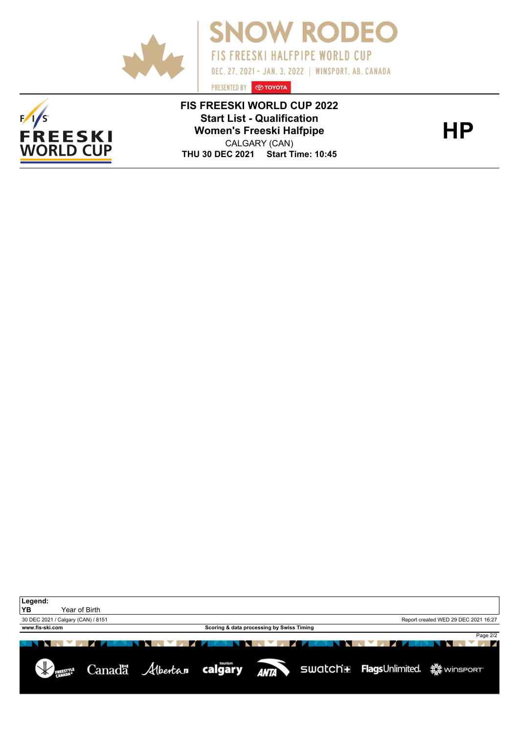# SNOW RODEO

FIS FREESKI HALFPIPE WORLD CUP

DEC. 27, 2021 - JAN. 3, 2022 | WINSPORT, AB, CANADA

PRESENTED BY TOYOTA

## FIS FREESKI WORLD CUP 2022

**Start List - Qualification**

**Women's Freeski Halfpipe**

CALGARY (CAN)

**THU 30 DEC 2021 Start Time: 10:45**

**HP**

**Legend:**

| | |
|---|---|
| **YB** | Year of Birth |

30 DEC 2021 / Calgary (CAN) / 8151

Report created WED 29 DEC 2021 16:27

**www.fis-ski.com**

**Scoring & data processing by Swiss Timing**